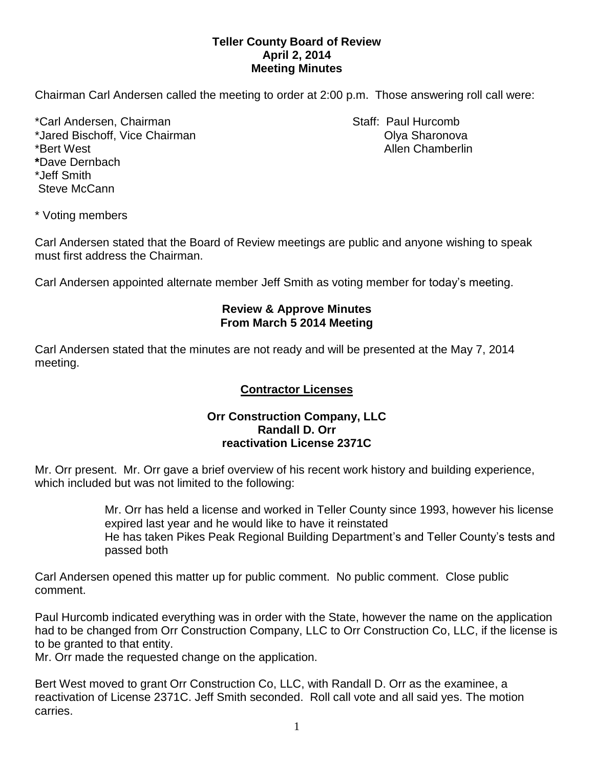**Teller County Board of Review**
**April 2, 2014**
**Meeting Minutes**

Chairman Carl Andersen called the meeting to order at 2:00 p.m. Those answering roll call were:

*Carl Andersen, Chairman
*Jared Bischoff, Vice Chairman
*Bert West
*Dave Dernbach
*Jeff Smith
Steve McCann

Staff: Paul Hurcomb
Olya Sharonova
Allen Chamberlin

* Voting members

Carl Andersen stated that the Board of Review meetings are public and anyone wishing to speak must first address the Chairman.

Carl Andersen appointed alternate member Jeff Smith as voting member for today's meeting.

**Review & Approve Minutes**
**From March 5 2014 Meeting**

Carl Andersen stated that the minutes are not ready and will be presented at the May 7, 2014 meeting.

**Contractor Licenses**

**Orr Construction Company, LLC**
**Randall D. Orr**
**reactivation License 2371C**

Mr. Orr present. Mr. Orr gave a brief overview of his recent work history and building experience, which included but was not limited to the following:

> Mr. Orr has held a license and worked in Teller County since 1993, however his license expired last year and he would like to have it reinstated
> He has taken Pikes Peak Regional Building Department's and Teller County's tests and passed both

Carl Andersen opened this matter up for public comment. No public comment. Close public comment.

Paul Hurcomb indicated everything was in order with the State, however the name on the application had to be changed from Orr Construction Company, LLC to Orr Construction Co, LLC, if the license is to be granted to that entity.
Mr. Orr made the requested change on the application.

Bert West moved to grant Orr Construction Co, LLC, with Randall D. Orr as the examinee, a reactivation of License 2371C. Jeff Smith seconded. Roll call vote and all said yes. The motion carries.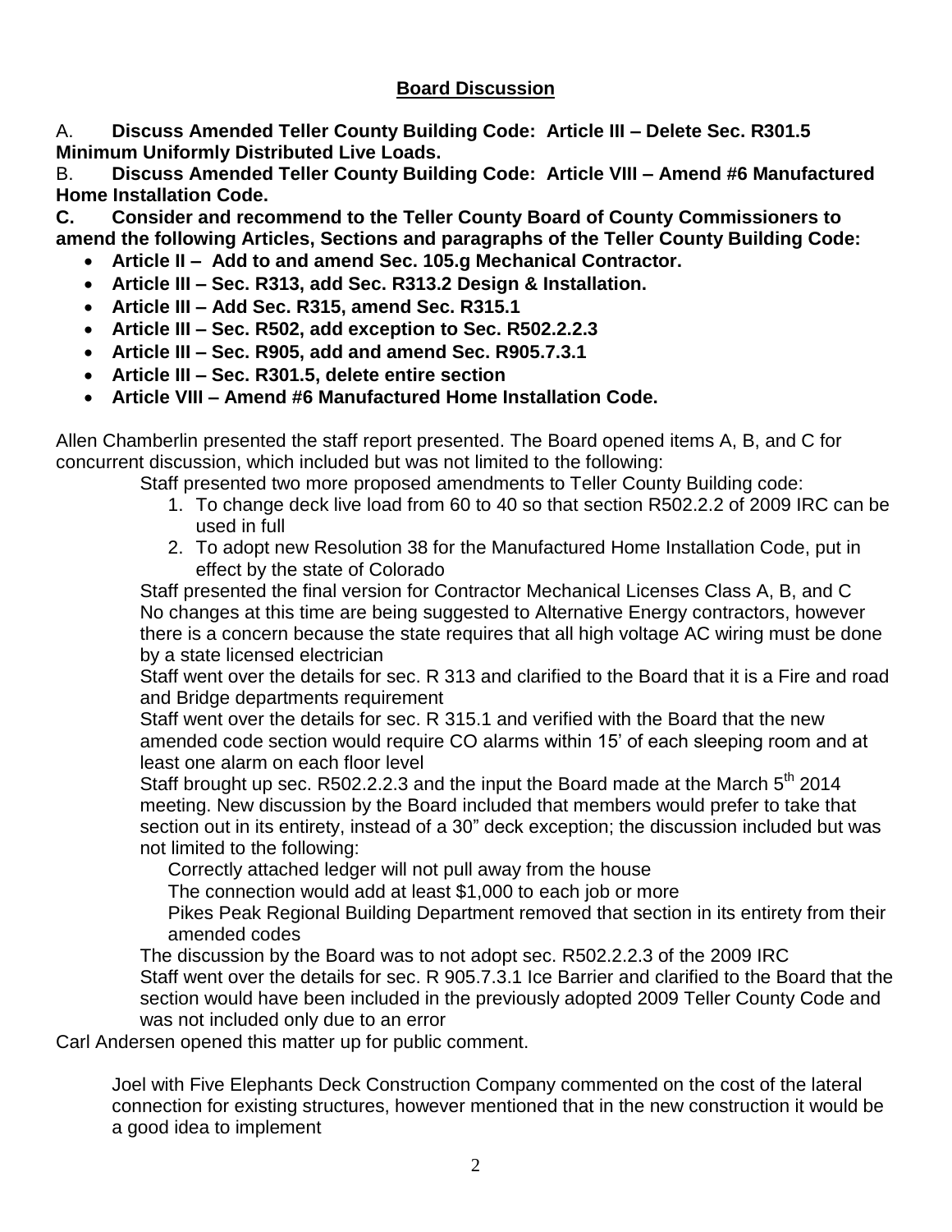## Board Discussion

A. **Discuss Amended Teller County Building Code: Article III – Delete Sec. R301.5 Minimum Uniformly Distributed Live Loads.**

B. **Discuss Amended Teller County Building Code: Article VIII – Amend #6 Manufactured Home Installation Code.**

**C. Consider and recommend to the Teller County Board of County Commissioners to amend the following Articles, Sections and paragraphs of the Teller County Building Code:**

- **Article II – Add to and amend Sec. 105.g Mechanical Contractor.**
- **Article III – Sec. R313, add Sec. R313.2 Design & Installation.**
- **Article III – Add Sec. R315, amend Sec. R315.1**
- **Article III – Sec. R502, add exception to Sec. R502.2.2.3**
- **Article III – Sec. R905, add and amend Sec. R905.7.3.1**
- **Article III – Sec. R301.5, delete entire section**
- **Article VIII – Amend #6 Manufactured Home Installation Code.**

Allen Chamberlin presented the staff report presented. The Board opened items A, B, and C for concurrent discussion, which included but was not limited to the following:

Staff presented two more proposed amendments to Teller County Building code:

1. To change deck live load from 60 to 40 so that section R502.2.2 of 2009 IRC can be used in full
2. To adopt new Resolution 38 for the Manufactured Home Installation Code, put in effect by the state of Colorado

Staff presented the final version for Contractor Mechanical Licenses Class A, B, and C

No changes at this time are being suggested to Alternative Energy contractors, however there is a concern because the state requires that all high voltage AC wiring must be done by a state licensed electrician

Staff went over the details for sec. R 313 and clarified to the Board that it is a Fire and road and Bridge departments requirement

Staff went over the details for sec. R 315.1 and verified with the Board that the new amended code section would require CO alarms within 15' of each sleeping room and at least one alarm on each floor level

Staff brought up sec. R502.2.2.3 and the input the Board made at the March 5th 2014 meeting. New discussion by the Board included that members would prefer to take that section out in its entirety, instead of a 30" deck exception; the discussion included but was not limited to the following:

Correctly attached ledger will not pull away from the house

The connection would add at least $1,000 to each job or more

Pikes Peak Regional Building Department removed that section in its entirety from their amended codes

The discussion by the Board was to not adopt sec. R502.2.2.3 of the 2009 IRC

Staff went over the details for sec. R 905.7.3.1 Ice Barrier and clarified to the Board that the section would have been included in the previously adopted 2009 Teller County Code and was not included only due to an error

Carl Andersen opened this matter up for public comment.

Joel with Five Elephants Deck Construction Company commented on the cost of the lateral connection for existing structures, however mentioned that in the new construction it would be a good idea to implement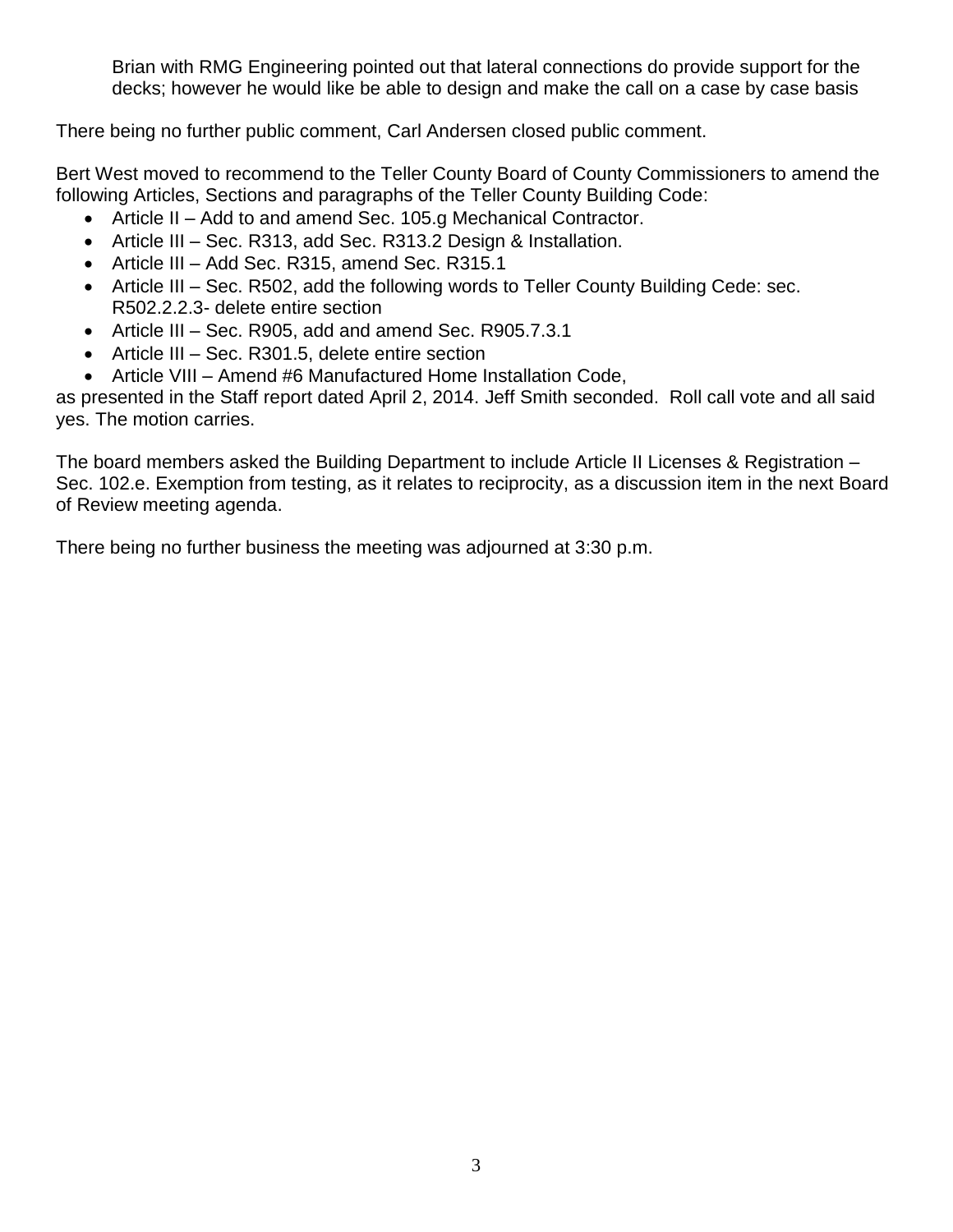Brian with RMG Engineering pointed out that lateral connections do provide support for the decks; however he would like be able to design and make the call on a case by case basis

There being no further public comment, Carl Andersen closed public comment.

Bert West moved to recommend to the Teller County Board of County Commissioners to amend the following Articles, Sections and paragraphs of the Teller County Building Code:

- Article II – Add to and amend Sec. 105.g Mechanical Contractor.
- Article III – Sec. R313, add Sec. R313.2 Design & Installation.
- Article III – Add Sec. R315, amend Sec. R315.1
- Article III – Sec. R502, add the following words to Teller County Building Cede: sec. R502.2.2.3- delete entire section
- Article III – Sec. R905, add and amend Sec. R905.7.3.1
- Article III – Sec. R301.5, delete entire section
- Article VIII – Amend #6 Manufactured Home Installation Code,

as presented in the Staff report dated April 2, 2014. Jeff Smith seconded. Roll call vote and all said yes. The motion carries.

The board members asked the Building Department to include Article II Licenses & Registration – Sec. 102.e. Exemption from testing, as it relates to reciprocity, as a discussion item in the next Board of Review meeting agenda.

There being no further business the meeting was adjourned at 3:30 p.m.